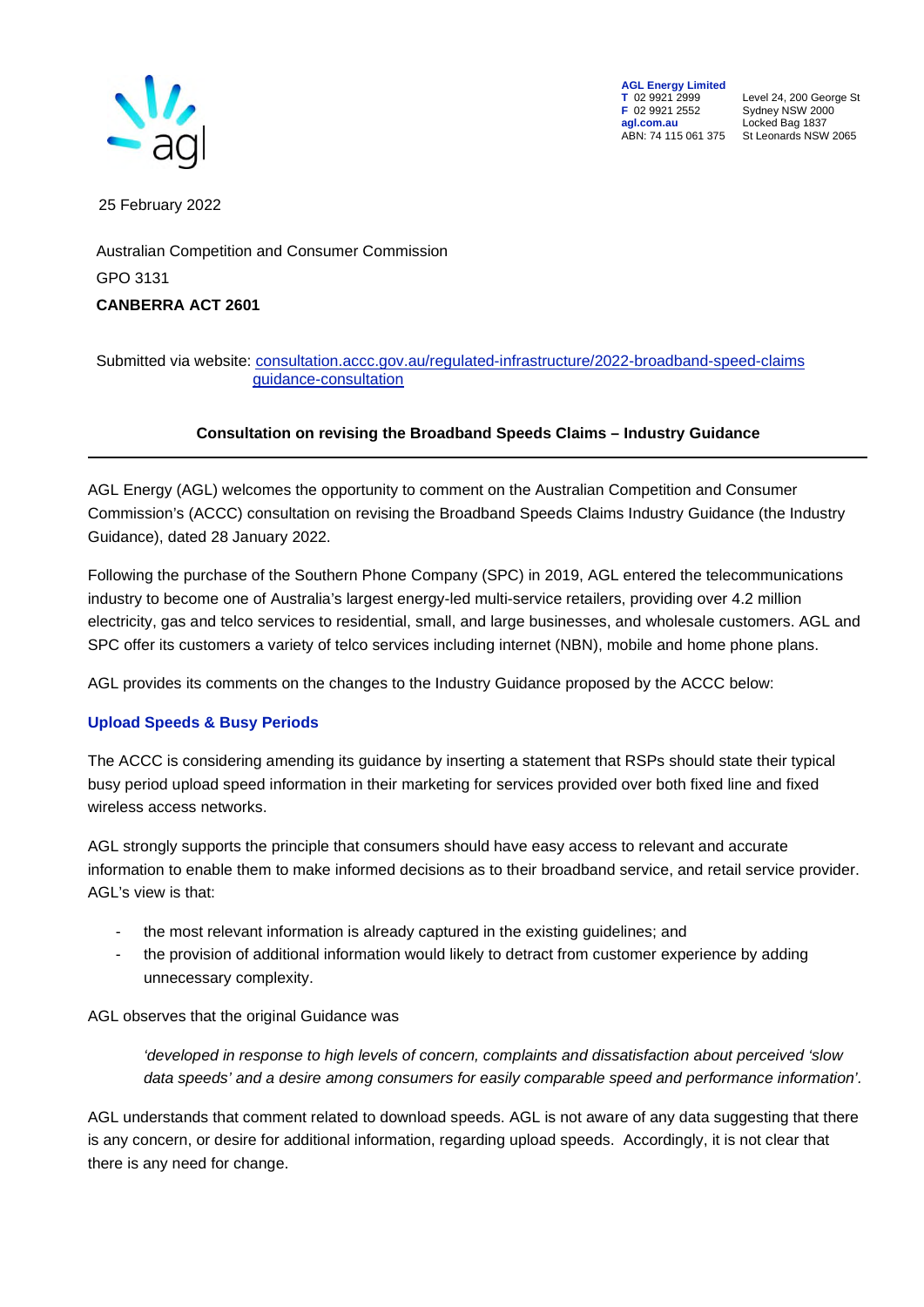**AGL Energy Limited**
**T** 02 9921 2999
**F** 02 9921 2552
**agl.com.au**
ABN: 74 115 061 375

Level 24, 200 George St
Sydney NSW 2000
Locked Bag 1837
St Leonards NSW 2065

25 February 2022

Australian Competition and Consumer Commission
GPO 3131
**CANBERRA ACT 2601**

Submitted via website: [consultation.accc.gov.au/regulated-infrastructure/2022-broadband-speed-claims guidance-consultation](consultation.accc.gov.au/regulated-infrastructure/2022-broadband-speed-claims-guidance-consultation)

**Consultation on revising the Broadband Speeds Claims – Industry Guidance**

---

AGL Energy (AGL) welcomes the opportunity to comment on the Australian Competition and Consumer Commission's (ACCC) consultation on revising the Broadband Speeds Claims Industry Guidance (the Industry Guidance), dated 28 January 2022.

Following the purchase of the Southern Phone Company (SPC) in 2019, AGL entered the telecommunications industry to become one of Australia's largest energy-led multi-service retailers, providing over 4.2 million electricity, gas and telco services to residential, small, and large businesses, and wholesale customers. AGL and SPC offer its customers a variety of telco services including internet (NBN), mobile and home phone plans.

AGL provides its comments on the changes to the Industry Guidance proposed by the ACCC below:

## Upload Speeds & Busy Periods

The ACCC is considering amending its guidance by inserting a statement that RSPs should state their typical busy period upload speed information in their marketing for services provided over both fixed line and fixed wireless access networks.

AGL strongly supports the principle that consumers should have easy access to relevant and accurate information to enable them to make informed decisions as to their broadband service, and retail service provider. AGL's view is that:

- the most relevant information is already captured in the existing guidelines; and
- the provision of additional information would likely to detract from customer experience by adding unnecessary complexity.

AGL observes that the original Guidance was

> *'developed in response to high levels of concern, complaints and dissatisfaction about perceived 'slow data speeds' and a desire among consumers for easily comparable speed and performance information'.*

AGL understands that comment related to download speeds. AGL is not aware of any data suggesting that there is any concern, or desire for additional information, regarding upload speeds. Accordingly, it is not clear that there is any need for change.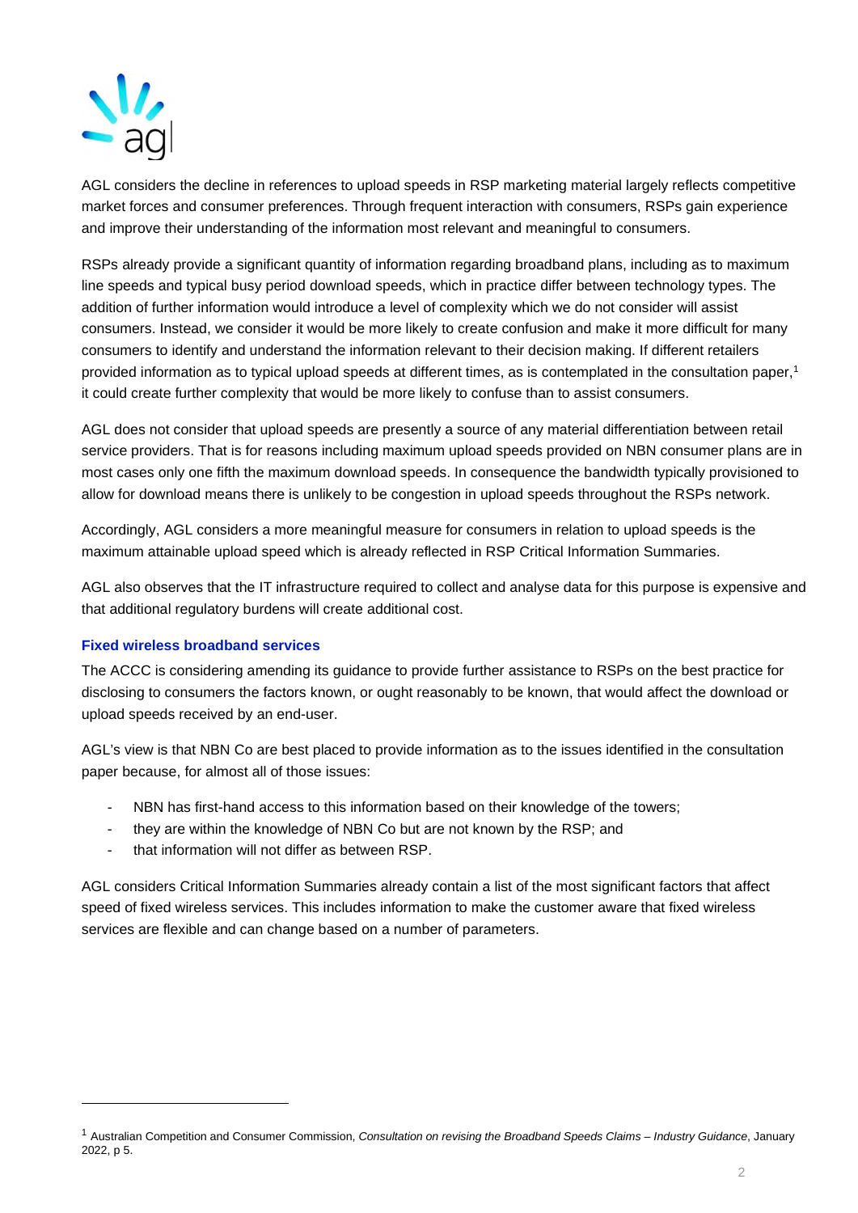AGL considers the decline in references to upload speeds in RSP marketing material largely reflects competitive market forces and consumer preferences. Through frequent interaction with consumers, RSPs gain experience and improve their understanding of the information most relevant and meaningful to consumers.

RSPs already provide a significant quantity of information regarding broadband plans, including as to maximum line speeds and typical busy period download speeds, which in practice differ between technology types. The addition of further information would introduce a level of complexity which we do not consider will assist consumers. Instead, we consider it would be more likely to create confusion and make it more difficult for many consumers to identify and understand the information relevant to their decision making. If different retailers provided information as to typical upload speeds at different times, as is contemplated in the consultation paper,[1] it could create further complexity that would be more likely to confuse than to assist consumers.

AGL does not consider that upload speeds are presently a source of any material differentiation between retail service providers. That is for reasons including maximum upload speeds provided on NBN consumer plans are in most cases only one fifth the maximum download speeds. In consequence the bandwidth typically provisioned to allow for download means there is unlikely to be congestion in upload speeds throughout the RSPs network.

Accordingly, AGL considers a more meaningful measure for consumers in relation to upload speeds is the maximum attainable upload speed which is already reflected in RSP Critical Information Summaries.

AGL also observes that the IT infrastructure required to collect and analyse data for this purpose is expensive and that additional regulatory burdens will create additional cost.

### Fixed wireless broadband services

The ACCC is considering amending its guidance to provide further assistance to RSPs on the best practice for disclosing to consumers the factors known, or ought reasonably to be known, that would affect the download or upload speeds received by an end-user.

AGL's view is that NBN Co are best placed to provide information as to the issues identified in the consultation paper because, for almost all of those issues:

- NBN has first-hand access to this information based on their knowledge of the towers;
- they are within the knowledge of NBN Co but are not known by the RSP; and
- that information will not differ as between RSP.

AGL considers Critical Information Summaries already contain a list of the most significant factors that affect speed of fixed wireless services. This includes information to make the customer aware that fixed wireless services are flexible and can change based on a number of parameters.

---

[1] Australian Competition and Consumer Commission, *Consultation on revising the Broadband Speeds Claims – Industry Guidance*, January 2022, p 5.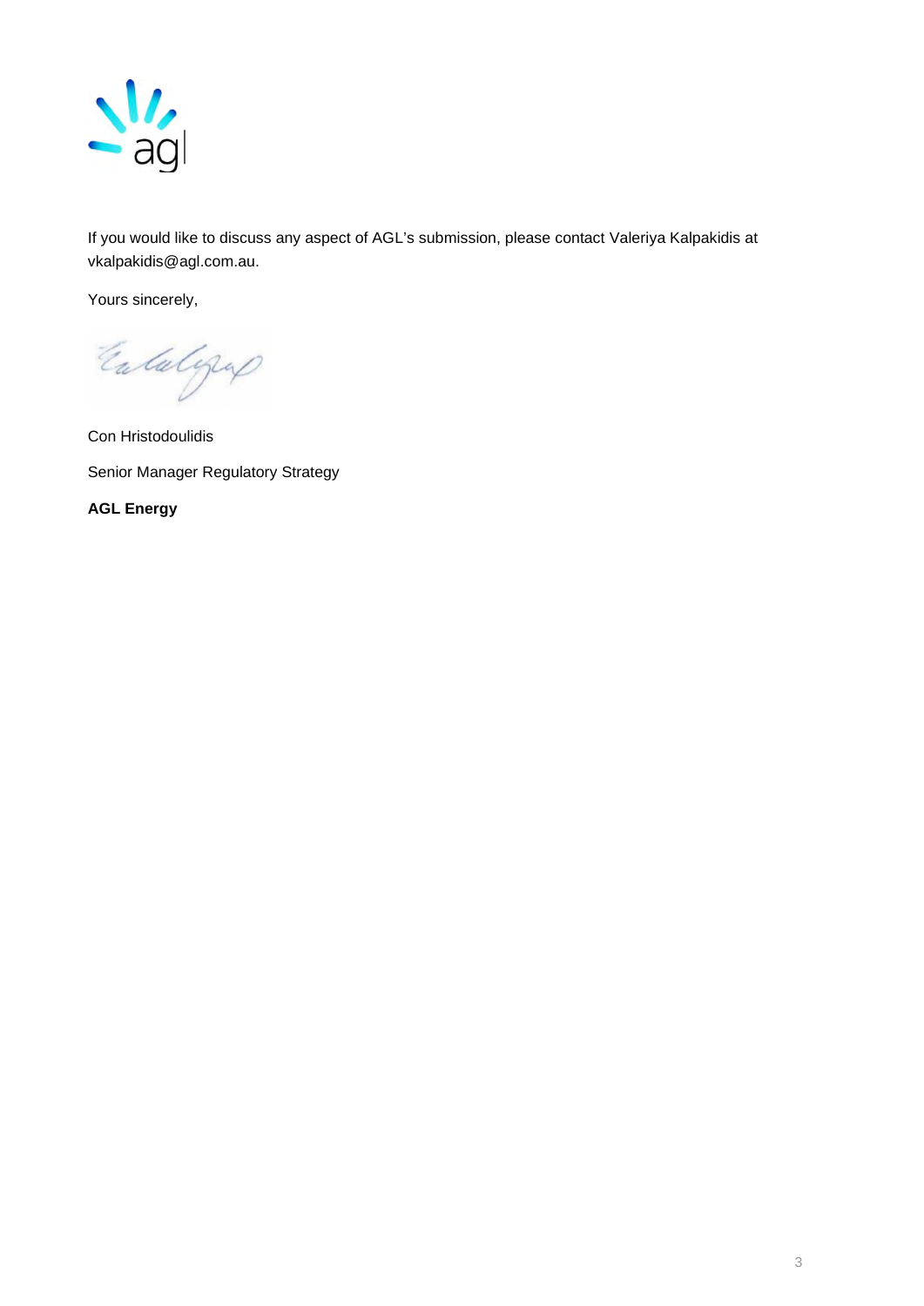If you would like to discuss any aspect of AGL's submission, please contact Valeriya Kalpakidis at vkalpakidis@agl.com.au.

Yours sincerely,

Con Hristodoulidis

Senior Manager Regulatory Strategy

**AGL Energy**